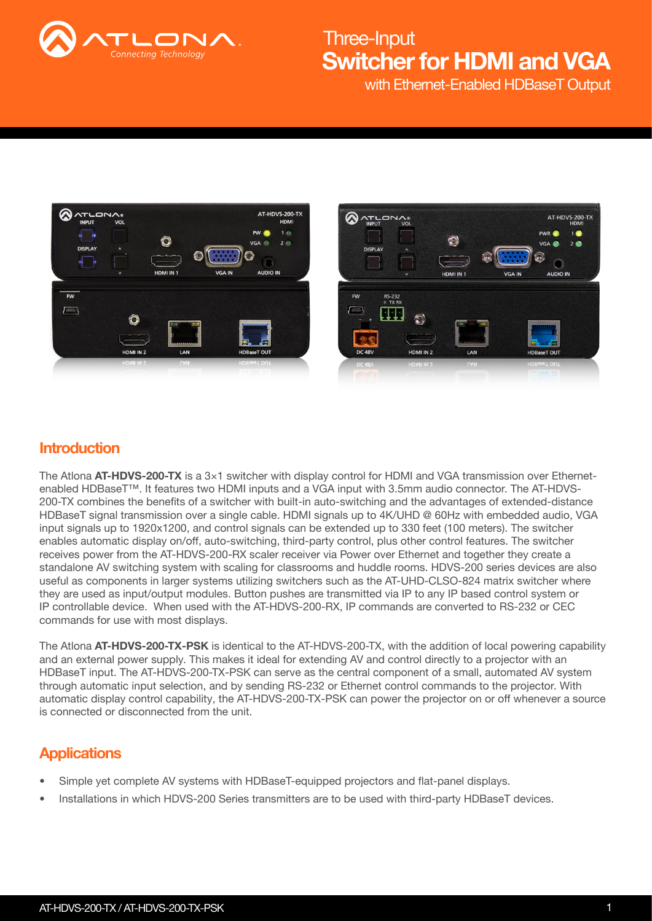# Three-Input Switcher for HDMI and VGA

with Ethernet-Enabled HDBaseT Output

## Introduction

The Atlona **AT-HDVS-200-TX** is a 3×1 switcher with display control for HDMI and VGA transmission over Ethernet-enabled HDBaseT™. It features two HDMI inputs and a VGA input with 3.5mm audio connector. The AT-HDVS-200-TX combines the benefits of a switcher with built-in auto-switching and the advantages of extended-distance HDBaseT signal transmission over a single cable. HDMI signals up to 4K/UHD @ 60Hz with embedded audio, VGA input signals up to 1920x1200, and control signals can be extended up to 330 feet (100 meters). The switcher enables automatic display on/off, auto-switching, third-party control, plus other control features. The switcher receives power from the AT-HDVS-200-RX scaler receiver via Power over Ethernet and together they create a standalone AV switching system with scaling for classrooms and huddle rooms. HDVS-200 series devices are also useful as components in larger systems utilizing switchers such as the AT-UHD-CLSO-824 matrix switcher where they are used as input/output modules. Button pushes are transmitted via IP to any IP based control system or IP controllable device. When used with the AT-HDVS-200-RX, IP commands are converted to RS-232 or CEC commands for use with most displays.

The Atlona **AT-HDVS-200-TX-PSK** is identical to the AT-HDVS-200-TX, with the addition of local powering capability and an external power supply. This makes it ideal for extending AV and control directly to a projector with an HDBaseT input. The AT-HDVS-200-TX-PSK can serve as the central component of a small, automated AV system through automatic input selection, and by sending RS-232 or Ethernet control commands to the projector. With automatic display control capability, the AT-HDVS-200-TX-PSK can power the projector on or off whenever a source is connected or disconnected from the unit.

## Applications

- Simple yet complete AV systems with HDBaseT-equipped projectors and flat-panel displays.
- Installations in which HDVS-200 Series transmitters are to be used with third-party HDBaseT devices.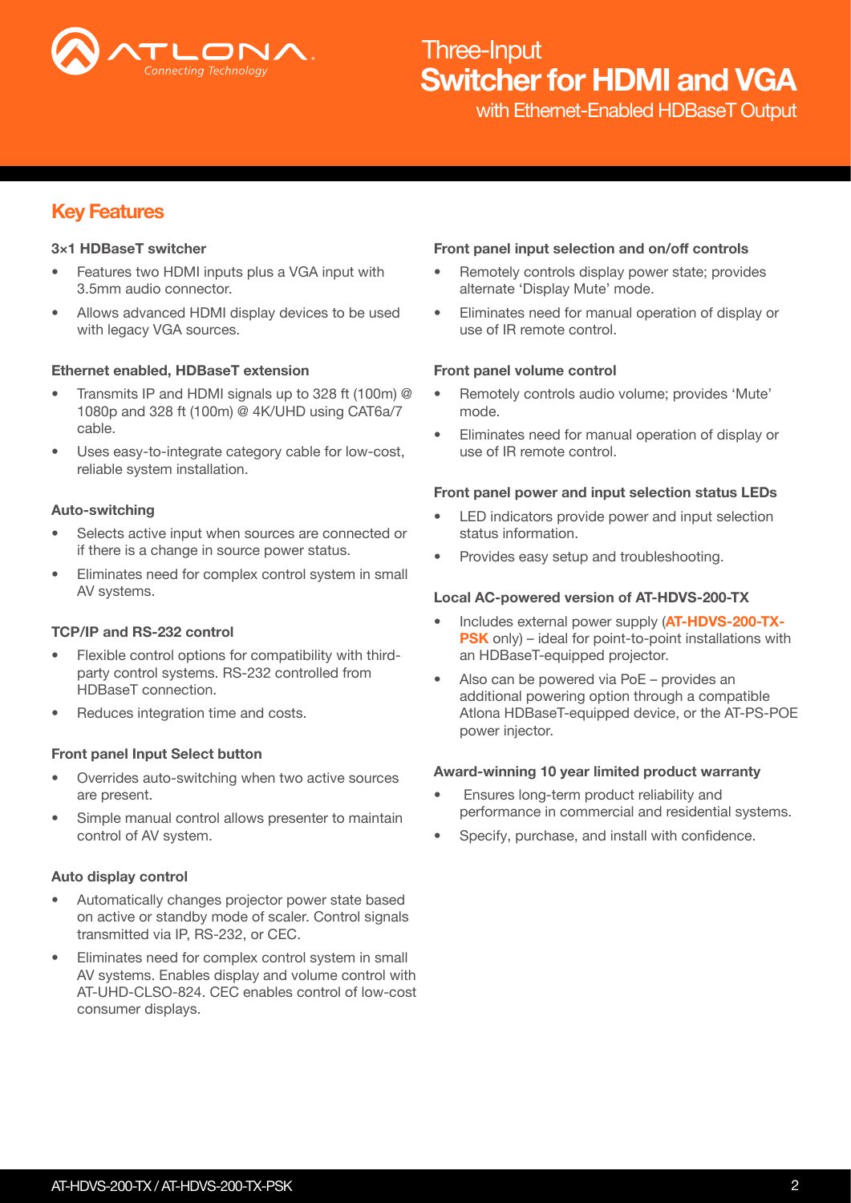# Three-Input Switcher for HDMI and VGA with Ethernet-Enabled HDBaseT Output

## Key Features

**3×1 HDBaseT switcher**

- Features two HDMI inputs plus a VGA input with 3.5mm audio connector.
- Allows advanced HDMI display devices to be used with legacy VGA sources.

**Ethernet enabled, HDBaseT extension**

- Transmits IP and HDMI signals up to 328 ft (100m) @ 1080p and 328 ft (100m) @ 4K/UHD using CAT6a/7 cable.
- Uses easy-to-integrate category cable for low-cost, reliable system installation.

**Auto-switching**

- Selects active input when sources are connected or if there is a change in source power status.
- Eliminates need for complex control system in small AV systems.

**TCP/IP and RS-232 control**

- Flexible control options for compatibility with third-party control systems. RS-232 controlled from HDBaseT connection.
- Reduces integration time and costs.

**Front panel Input Select button**

- Overrides auto-switching when two active sources are present.
- Simple manual control allows presenter to maintain control of AV system.

**Auto display control**

- Automatically changes projector power state based on active or standby mode of scaler. Control signals transmitted via IP, RS-232, or CEC.
- Eliminates need for complex control system in small AV systems. Enables display and volume control with AT-UHD-CLSO-824. CEC enables control of low-cost consumer displays.

**Front panel input selection and on/off controls**

- Remotely controls display power state; provides alternate 'Display Mute' mode.
- Eliminates need for manual operation of display or use of IR remote control.

**Front panel volume control**

- Remotely controls audio volume; provides 'Mute' mode.
- Eliminates need for manual operation of display or use of IR remote control.

**Front panel power and input selection status LEDs**

- LED indicators provide power and input selection status information.
- Provides easy setup and troubleshooting.

**Local AC-powered version of AT-HDVS-200-TX**

- Includes external power supply (**AT-HDVS-200-TX-PSK** only) – ideal for point-to-point installations with an HDBaseT-equipped projector.
- Also can be powered via PoE – provides an additional powering option through a compatible Atlona HDBaseT-equipped device, or the AT-PS-POE power injector.

**Award-winning 10 year limited product warranty**

- Ensures long-term product reliability and performance in commercial and residential systems.
- Specify, purchase, and install with confidence.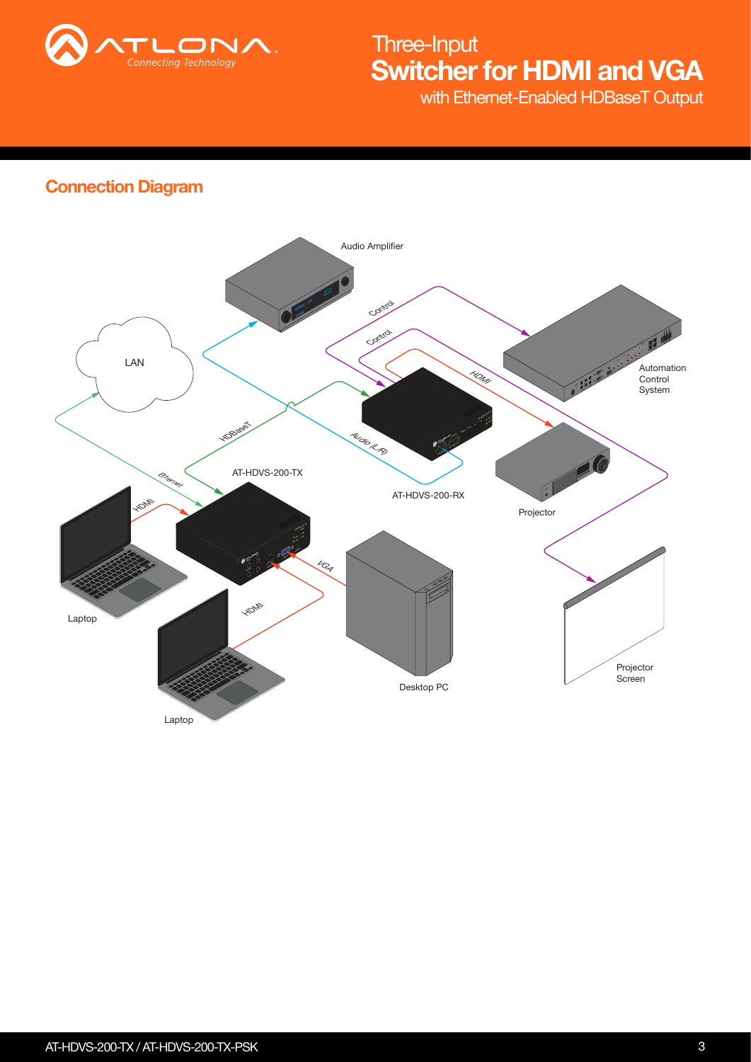## Connection Diagram

Audio Amplifier

LAN

Control

Control

HDMI

Automation Control System

HDBaseT

Audio (L/R)

Ethernet

AT-HDVS-200-TX

AT-HDVS-200-RX

Projector

HDMI

VGA

Laptop

HDMI

Desktop PC

Projector Screen

Laptop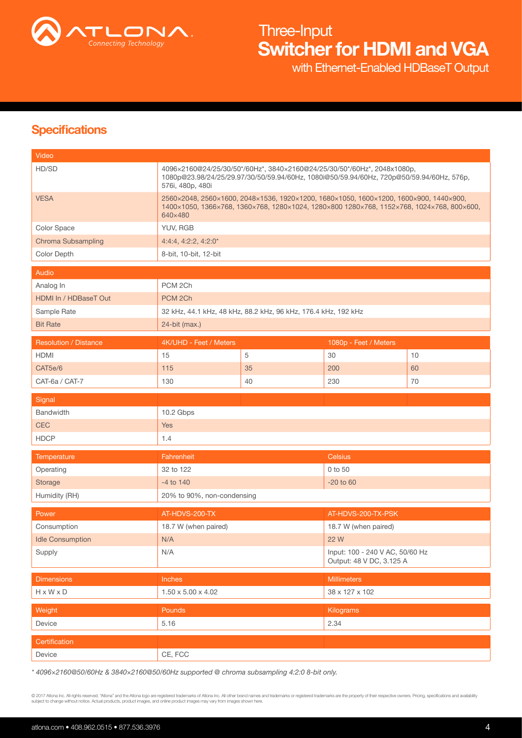# Three-Input **Switcher for HDMI and VGA** with Ethernet-Enabled HDBaseT Output

## Specifications

| Video | |
|---|---|
| HD/SD | 4096×2160@24/25/30/50*/60Hz*, 3840×2160@24/25/30/50*/60Hz*, 2048x1080p, 1080p@23.98/24/25/29.97/30/50/59.94/60Hz, 1080i@50/59.94/60Hz, 720p@50/59.94/60Hz, 576p, 576i, 480p, 480i |
| VESA | 2560×2048, 2560×1600, 2048×1536, 1920×1200, 1680×1050, 1600×1200, 1600×900, 1440×900, 1400×1050, 1366×768, 1360×768, 1280×1024, 1280×800 1280×768, 1152×768, 1024×768, 800×600, 640×480 |
| Color Space | YUV, RGB |
| Chroma Subsampling | 4:4:4, 4:2:2, 4:2:0* |
| Color Depth | 8-bit, 10-bit, 12-bit |

| Audio | |
|---|---|
| Analog In | PCM 2Ch |
| HDMI In / HDBaseT Out | PCM 2Ch |
| Sample Rate | 32 kHz, 44.1 kHz, 48 kHz, 88.2 kHz, 96 kHz, 176.4 kHz, 192 kHz |
| Bit Rate | 24-bit (max.) |

| Resolution / Distance | 4K/UHD - Feet / Meters | | 1080p - Feet / Meters | |
|---|---|---|---|---|
| HDMI | 15 | 5 | 30 | 10 |
| CAT5e/6 | 115 | 35 | 200 | 60 |
| CAT-6a / CAT-7 | 130 | 40 | 230 | 70 |

| Signal | |
|---|---|
| Bandwidth | 10.2 Gbps |
| CEC | Yes |
| HDCP | 1.4 |

| Temperature | Fahrenheit | Celsius |
|---|---|---|
| Operating | 32 to 122 | 0 to 50 |
| Storage | -4 to 140 | -20 to 60 |
| Humidity (RH) | 20% to 90%, non-condensing | |

| Power | AT-HDVS-200-TX | AT-HDVS-200-TX-PSK |
|---|---|---|
| Consumption | 18.7 W (when paired) | 18.7 W (when paired) |
| Idle Consumption | N/A | 22 W |
| Supply | N/A | Input: 100 - 240 V AC, 50/60 Hz<br>Output: 48 V DC, 3.125 A |

| Dimensions | Inches | Millimeters |
|---|---|---|
| H x W x D | 1.50 x 5.00 x 4.02 | 38 x 127 x 102 |

| Weight | Pounds | Kilograms |
|---|---|---|
| Device | 5.16 | 2.34 |

| Certification | |
|---|---|
| Device | CE, FCC |

*\* 4096×2160@50/60Hz & 3840×2160@50/60Hz supported @ chroma subsampling 4:2:0 8-bit only.*

© 2017 Atlona Inc. All rights reserved. "Atlona" and the Atlona logo are registered trademarks of Atlona Inc. All other brand names and trademarks or registered trademarks are the property of their respective owners. Pricing, specifications and availability subject to change without notice. Actual products, product images, and online product images may vary from images shown here.

atlona.com • 408.962.0515 • 877.536.3976